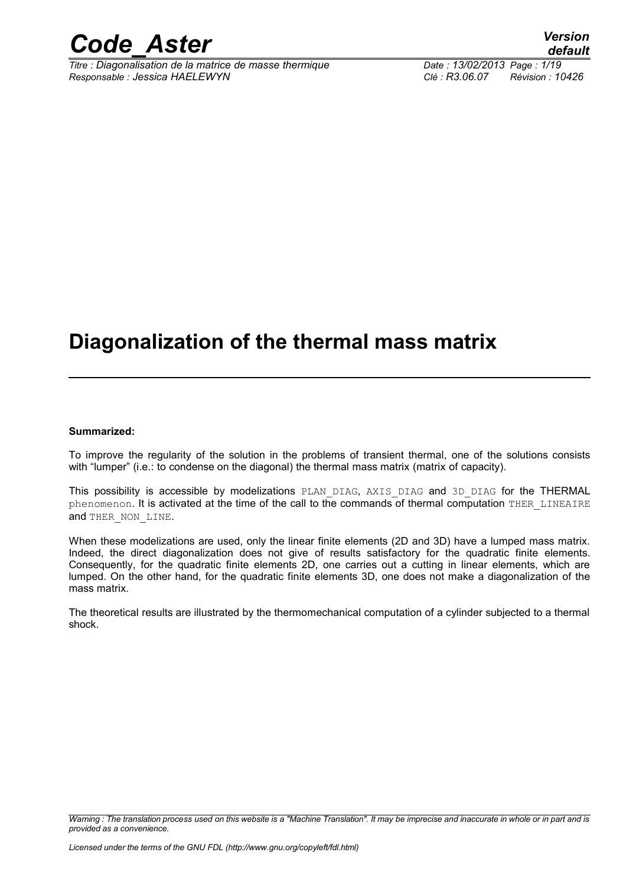# Diagonalization of the thermal mass matrix

**Summarized:**

To improve the regularity of the solution in the problems of transient thermal, one of the solutions consists with "lumper" (i.e.: to condense on the diagonal) the thermal mass matrix (matrix of capacity).

This possibility is accessible by modelizations PLAN_DIAG, AXIS_DIAG and 3D_DIAG for the THERMAL phenomenon. It is activated at the time of the call to the commands of thermal computation THER_LINEAIRE and THER_NON_LINE.

When these modelizations are used, only the linear finite elements (2D and 3D) have a lumped mass matrix. Indeed, the direct diagonalization does not give of results satisfactory for the quadratic finite elements. Consequently, for the quadratic finite elements 2D, one carries out a cutting in linear elements, which are lumped. On the other hand, for the quadratic finite elements 3D, one does not make a diagonalization of the mass matrix.

The theoretical results are illustrated by the thermomechanical computation of a cylinder subjected to a thermal shock.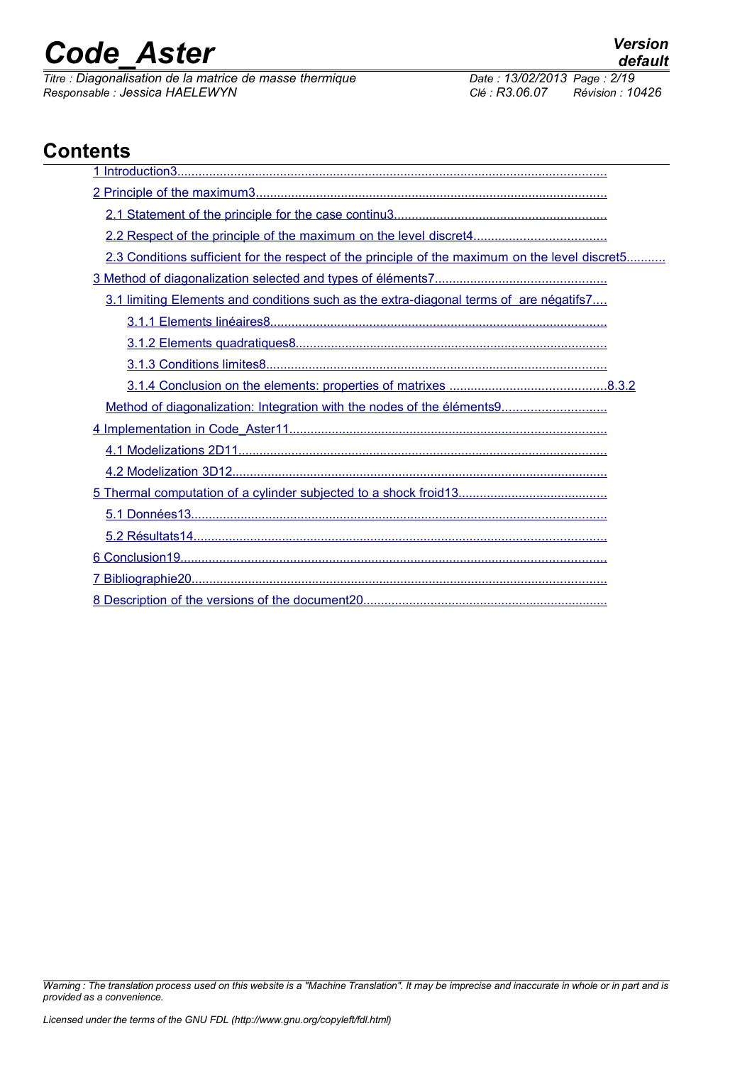# Contents

1 Introduction3
2 Principle of the maximum3
  2.1 Statement of the principle for the case continu3
  2.2 Respect of the principle of the maximum on the level discret4
  2.3 Conditions sufficient for the respect of the principle of the maximum on the level discret5
3 Method of diagonalization selected and types of éléments7
  3.1 limiting Elements and conditions such as the extra-diagonal terms of  are négatifs7
    3.1.1 Elements linéaires8
    3.1.2 Elements quadratiques8
    3.1.3 Conditions limites8
    3.1.4 Conclusion on the elements: properties of matrixes 8.3.2
  Method of diagonalization: Integration with the nodes of the éléments9
4 Implementation in Code_Aster11
  4.1 Modelizations 2D11
  4.2 Modelization 3D12
5 Thermal computation of a cylinder subjected to a shock froid13
  5.1 Données13
  5.2 Résultats14
6 Conclusion19
7 Bibliographie20
8 Description of the versions of the document20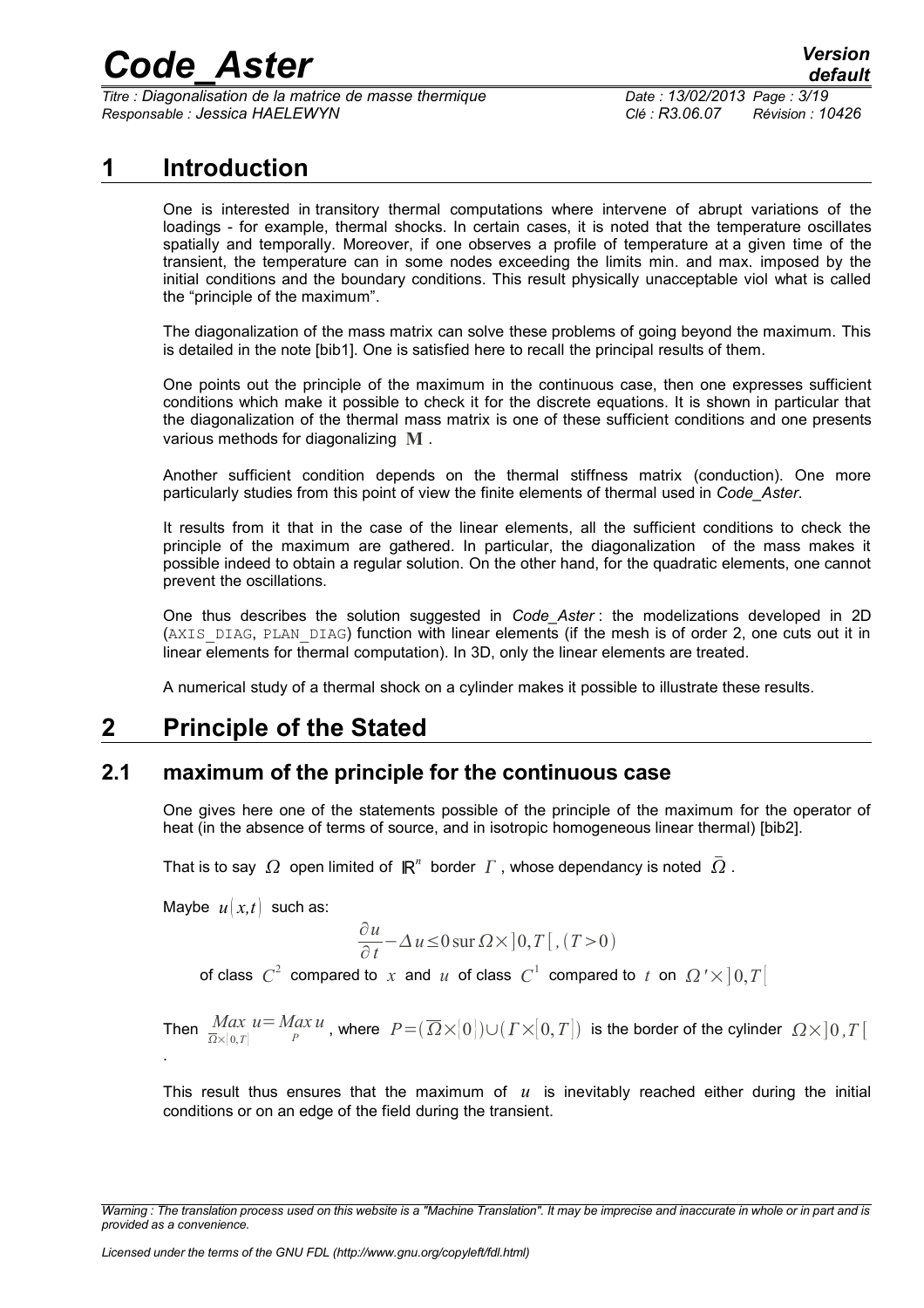# 1 Introduction

One is interested in transitory thermal computations where intervene of abrupt variations of the loadings - for example, thermal shocks. In certain cases, it is noted that the temperature oscillates spatially and temporally. Moreover, if one observes a profile of temperature at a given time of the transient, the temperature can in some nodes exceeding the limits min. and max. imposed by the initial conditions and the boundary conditions. This result physically unacceptable viol what is called the "principle of the maximum".

The diagonalization of the mass matrix can solve these problems of going beyond the maximum. This is detailed in the note [bib1]. One is satisfied here to recall the principal results of them.

One points out the principle of the maximum in the continuous case, then one expresses sufficient conditions which make it possible to check it for the discrete equations. It is shown in particular that the diagonalization of the thermal mass matrix is one of these sufficient conditions and one presents various methods for diagonalizing $\mathbf{M}$.

Another sufficient condition depends on the thermal stiffness matrix (conduction). One more particularly studies from this point of view the finite elements of thermal used in *Code_Aster*.

It results from it that in the case of the linear elements, all the sufficient conditions to check the principle of the maximum are gathered. In particular, the diagonalization of the mass makes it possible indeed to obtain a regular solution. On the other hand, for the quadratic elements, one cannot prevent the oscillations.

One thus describes the solution suggested in *Code_Aster* : the modelizations developed in 2D (AXIS_DIAG, PLAN_DIAG) function with linear elements (if the mesh is of order 2, one cuts out it in linear elements for thermal computation). In 3D, only the linear elements are treated.

A numerical study of a thermal shock on a cylinder makes it possible to illustrate these results.

# 2 Principle of the Stated

## 2.1 maximum of the principle for the continuous case

One gives here one of the statements possible of the principle of the maximum for the operator of heat (in the absence of terms of source, and in isotropic homogeneous linear thermal) [bib2].

That is to say $\Omega$ open limited of $\mathbb{R}^n$ border $\Gamma$, whose dependancy is noted $\bar{\Omega}$.

Maybe $u(x,t)$ such as:

$$\frac{\partial u}{\partial t}-\Delta u\leq 0\,\mathrm{sur}\,\Omega\times]0,T[,(T>0)$$

of class $C^2$ compared to $x$ and $u$ of class $C^1$ compared to $t$ on $\Omega'\times]0,T[$

Then $\underset{\bar{\Omega}\times[0,T]}{Max}\,u=\underset{P}{Max}\,u$, where $P=(\overline{\Omega}\times[0])\cup(\Gamma\times[0,T])$ is the border of the cylinder $\Omega\times]0,T[$.

This result thus ensures that the maximum of $u$ is inevitably reached either during the initial conditions or on an edge of the field during the transient.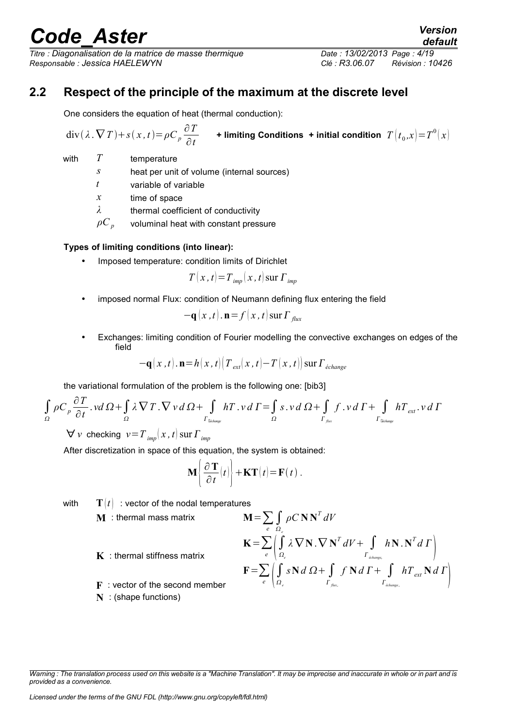## 2.2 Respect of the principle of the maximum at the discrete level

One considers the equation of heat (thermal conduction):

$$\mathrm{div}(\lambda.\nabla T)+s(x,t)=\rho C_p \frac{\partial T}{\partial t} \quad \textbf{+ limiting Conditions + initial condition } T(t_0,x)=T^0(x)$$

with
- $T$ temperature
- $s$ heat per unit of volume (internal sources)
- $t$ variable of variable
- $x$ time of space
- $\lambda$ thermal coefficient of conductivity
- $\rho C_p$ voluminal heat with constant pressure

**Types of limiting conditions (into linear):**

- Imposed temperature: condition limits of Dirichlet

$$T(x,t)=T_{imp}(x,t) \,\mathrm{sur}\, \Gamma_{imp}$$

- imposed normal Flux: condition of Neumann defining flux entering the field

$$-\mathbf{q}(x,t).\mathbf{n}=f(x,t) \,\mathrm{sur}\, \Gamma_{flux}$$

- Exchanges: limiting condition of Fourier modelling the convective exchanges on edges of the field

$$-\mathbf{q}(x,t).\mathbf{n}=h(x,t)\left(T_{ext}(x,t)-T(x,t)\right) \mathrm{sur}\, \Gamma_{échange}$$

the variational formulation of the problem is the following one: [bib3]

$$\int_\Omega \rho C_p \frac{\partial T}{\partial t}.v d\Omega+\int_\Omega \lambda \nabla T.\nabla v d\Omega+\int_{\Gamma_{échange}} hT.v d\Gamma=\int_\Omega s.v d\Omega+\int_{\Gamma_{flux}} f.v d\Gamma+\int_{\Gamma_{échange}} hT_{ext}.v d\Gamma$$

$\forall v$ checking $v=T_{imp}(x,t) \,\mathrm{sur}\, \Gamma_{imp}$

After discretization in space of this equation, the system is obtained:

$$\mathbf{M}\left\{\frac{\partial \mathbf{T}}{\partial t}(t)\right\}+\mathbf{K}\mathbf{T}(t)=\mathbf{F}(t).$$

with $\mathbf{T}(t)$ : vector of the nodal temperatures

$\mathbf{M}$ : thermal mass matrix

$$\mathbf{M}=\sum_e \int_{\Omega_e} \rho C \mathbf{N}\mathbf{N}^T dV$$

$\mathbf{K}$ : thermal stiffness matrix

$$\mathbf{K}=\sum_e \left(\int_{\Omega_e} \lambda \nabla \mathbf{N}.\nabla \mathbf{N}^T dV+\int_{\Gamma_{échange_e}} h\mathbf{N}.\mathbf{N}^T d\Gamma\right)$$

$\mathbf{F}$ : vector of the second member

$$\mathbf{F}=\sum_e \left(\int_{\Omega_e} s\mathbf{N} d\Omega+\int_{\Gamma_{flux_e}} f\mathbf{N} d\Gamma+\int_{\Gamma_{échange_e}} hT_{ext}\mathbf{N} d\Gamma\right)$$

$\mathbf{N}$ : (shape functions)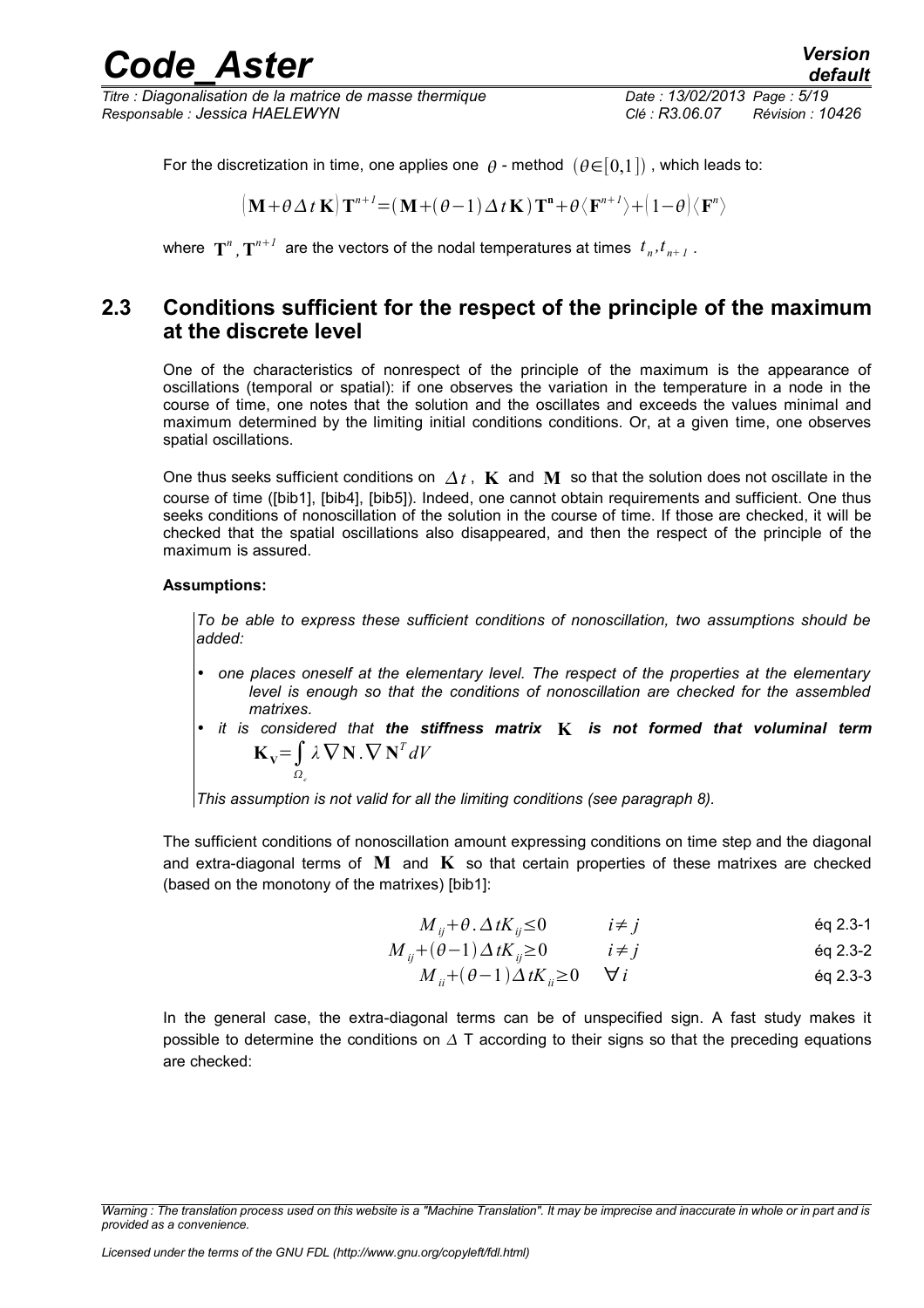For the discretization in time, one applies one $\theta$ - method $(\theta \in [0,1])$ , which leads to:

$$(\mathbf{M}+\theta \Delta t \mathbf{K}) \mathbf{T}^{n+1}=(\mathbf{M}+(\theta-1) \Delta t \mathbf{K}) \mathbf{T}^{\mathbf{n}}+\theta \langle \mathbf{F}^{n+1} \rangle+(1-\theta) \langle \mathbf{F}^{n} \rangle$$

where $\mathbf{T}^n, \mathbf{T}^{n+1}$ are the vectors of the nodal temperatures at times $t_n, t_{n+1}$ .

## 2.3 Conditions sufficient for the respect of the principle of the maximum at the discrete level

One of the characteristics of nonrespect of the principle of the maximum is the appearance of oscillations (temporal or spatial): if one observes the variation in the temperature in a node in the course of time, one notes that the solution and the oscillates and exceeds the values minimal and maximum determined by the limiting initial conditions conditions. Or, at a given time, one observes spatial oscillations.

One thus seeks sufficient conditions on $\Delta t$ , $\mathbf{K}$ and $\mathbf{M}$ so that the solution does not oscillate in the course of time ([bib1], [bib4], [bib5]). Indeed, one cannot obtain requirements and sufficient. One thus seeks conditions of nonoscillation of the solution in the course of time. If those are checked, it will be checked that the spatial oscillations also disappeared, and then the respect of the principle of the maximum is assured.

**Assumptions:**

*To be able to express these sufficient conditions of nonoscillation, two assumptions should be added:*

- *one places oneself at the elementary level. The respect of the properties at the elementary level is enough so that the conditions of nonoscillation are checked for the assembled matrixes.*
- *it is considered that **the stiffness matrix $\mathbf{K}$ is not formed that voluminal term** $\mathbf{K_V}=\int_{\Omega_e} \lambda \nabla \mathbf{N} . \nabla \mathbf{N}^T dV$*

*This assumption is not valid for all the limiting conditions (see paragraph 8).*

The sufficient conditions of nonoscillation amount expressing conditions on time step and the diagonal and extra-diagonal terms of $\mathbf{M}$ and $\mathbf{K}$ so that certain properties of these matrixes are checked (based on the monotony of the matrixes) [bib1]:

$$M_{ij}+\theta . \Delta t K_{ij} \leq 0 \qquad i \neq j \qquad \text{éq 2.3-1}$$

$$M_{ij}+(\theta-1) \Delta t K_{ij} \geq 0 \qquad i \neq j \qquad \text{éq 2.3-2}$$

$$M_{ii}+(\theta-1) \Delta t K_{ii} \geq 0 \qquad \forall i \qquad \text{éq 2.3-3}$$

In the general case, the extra-diagonal terms can be of unspecified sign. A fast study makes it possible to determine the conditions on $\Delta$ T according to their signs so that the preceding equations are checked: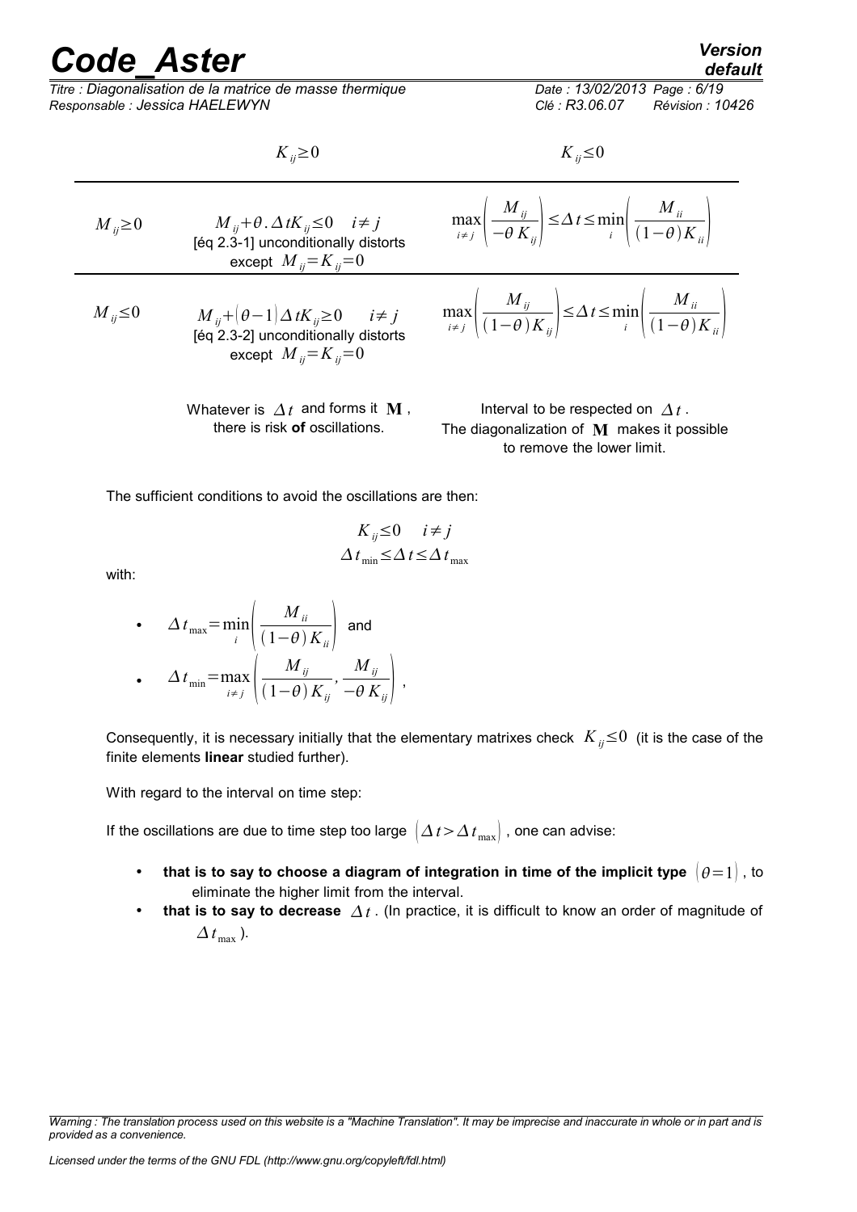| | $K_{ij} \geq 0$ | $K_{ij} \leq 0$ |
|---|---|---|
| $M_{ij} \geq 0$ | $M_{ij} + \theta . \Delta t K_{ij} \leq 0 \quad i \neq j$ [éq 2.3-1] unconditionally distorts except $M_{ij} = K_{ij} = 0$ | $\max_{i \neq j} \left( \frac{M_{ij}}{-\theta K_{ij}} \right) \leq \Delta t \leq \min_i \left( \frac{M_{ii}}{(1-\theta) K_{ii}} \right)$ |
| $M_{ij} \leq 0$ | $M_{ij} + (\theta - 1) \Delta t K_{ij} \geq 0 \quad i \neq j$ [éq 2.3-2] unconditionally distorts except $M_{ij} = K_{ij} = 0$ | $\max_{i \neq j} \left( \frac{M_{ij}}{(1-\theta) K_{ij}} \right) \leq \Delta t \leq \min_i \left( \frac{M_{ii}}{(1-\theta) K_{ii}} \right)$ |
| | Whatever is $\Delta t$ and forms it $\mathbf{M}$, there is risk **of** oscillations. | Interval to be respected on $\Delta t$. The diagonalization of $\mathbf{M}$ makes it possible to remove the lower limit. |

The sufficient conditions to avoid the oscillations are then:

$$K_{ij} \leq 0 \quad i \neq j$$
$$\Delta t_{\min} \leq \Delta t \leq \Delta t_{\max}$$

with:

- $\Delta t_{\max} = \min_i \left( \frac{M_{ii}}{(1-\theta) K_{ii}} \right)$ and
- $\Delta t_{\min} = \max_{i \neq j} \left( \frac{M_{ij}}{(1-\theta) K_{ij}}, \frac{M_{ij}}{-\theta K_{ij}} \right)$,

Consequently, it is necessary initially that the elementary matrixes check $K_{ij} \leq 0$ (it is the case of the finite elements **linear** studied further).

With regard to the interval on time step:

If the oscillations are due to time step too large $(\Delta t > \Delta t_{\max})$, one can advise:

- **that is to say to choose a diagram of integration in time of the implicit type** $(\theta = 1)$, to eliminate the higher limit from the interval.
- **that is to say to decrease** $\Delta t$. (In practice, it is difficult to know an order of magnitude of $\Delta t_{\max}$).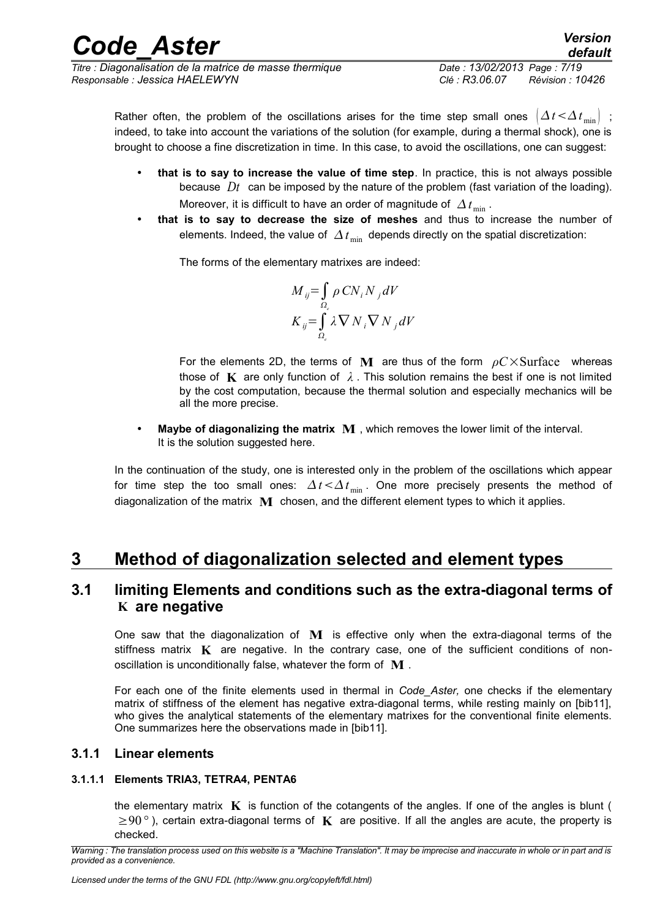Rather often, the problem of the oscillations arises for the time step small ones $(\Delta t < \Delta t_{\min})$ ; indeed, to take into account the variations of the solution (for example, during a thermal shock), one is brought to choose a fine discretization in time. In this case, to avoid the oscillations, one can suggest:

- **that is to say to increase the value of time step**. In practice, this is not always possible because $Dt$ can be imposed by the nature of the problem (fast variation of the loading). Moreover, it is difficult to have an order of magnitude of $\Delta t_{\min}$ .
- **that is to say to decrease the size of meshes** and thus to increase the number of elements. Indeed, the value of $\Delta t_{\min}$ depends directly on the spatial discretization:

  The forms of the elementary matrixes are indeed:

  $$M_{ij} = \int_{\Omega_e} \rho C N_i N_j dV$$
  $$K_{ij} = \int_{\Omega_e} \lambda \nabla N_i \nabla N_j dV$$

  For the elements 2D, the terms of $\mathbf{M}$ are thus of the form $\rho C \times \text{Surface}$ whereas those of $\mathbf{K}$ are only function of $\lambda$ . This solution remains the best if one is not limited by the cost computation, because the thermal solution and especially mechanics will be all the more precise.

- **Maybe of diagonalizing the matrix $\mathbf{M}$** , which removes the lower limit of the interval. It is the solution suggested here.

In the continuation of the study, one is interested only in the problem of the oscillations which appear for time step the too small ones: $\Delta t < \Delta t_{\min}$ . One more precisely presents the method of diagonalization of the matrix $\mathbf{M}$ chosen, and the different element types to which it applies.

# 3 Method of diagonalization selected and element types

## 3.1 limiting Elements and conditions such as the extra-diagonal terms of $\mathbf{K}$ are negative

One saw that the diagonalization of $\mathbf{M}$ is effective only when the extra-diagonal terms of the stiffness matrix $\mathbf{K}$ are negative. In the contrary case, one of the sufficient conditions of non-oscillation is unconditionally false, whatever the form of $\mathbf{M}$ .

For each one of the finite elements used in thermal in *Code_Aster,* one checks if the elementary matrix of stiffness of the element has negative extra-diagonal terms, while resting mainly on [bib11], who gives the analytical statements of the elementary matrixes for the conventional finite elements. One summarizes here the observations made in [bib11].

### 3.1.1 Linear elements

#### 3.1.1.1 Elements TRIA3, TETRA4, PENTA6

the elementary matrix $\mathbf{K}$ is function of the cotangents of the angles. If one of the angles is blunt ( $\geq 90°$ ), certain extra-diagonal terms of $\mathbf{K}$ are positive. If all the angles are acute, the property is checked.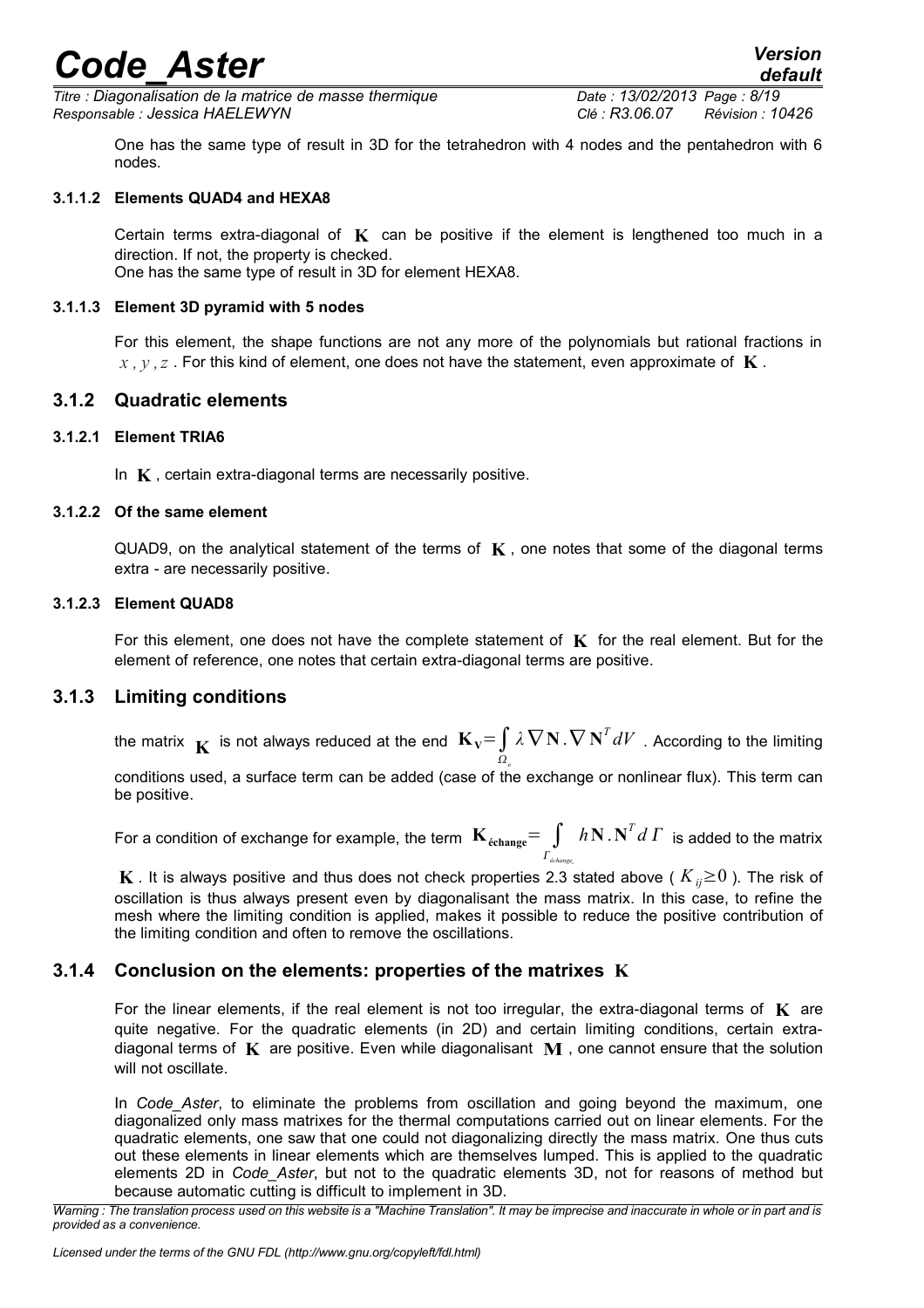One has the same type of result in 3D for the tetrahedron with 4 nodes and the pentahedron with 6 nodes.

#### 3.1.1.2 Elements QUAD4 and HEXA8

Certain terms extra-diagonal of $\mathbf{K}$ can be positive if the element is lengthened too much in a direction. If not, the property is checked.
One has the same type of result in 3D for element HEXA8.

#### 3.1.1.3 Element 3D pyramid with 5 nodes

For this element, the shape functions are not any more of the polynomials but rational fractions in $x, y, z$ . For this kind of element, one does not have the statement, even approximate of $\mathbf{K}$ .

### 3.1.2 Quadratic elements

#### 3.1.2.1 Element TRIA6

In $\mathbf{K}$ , certain extra-diagonal terms are necessarily positive.

#### 3.1.2.2 Of the same element

QUAD9, on the analytical statement of the terms of $\mathbf{K}$ , one notes that some of the diagonal terms extra - are necessarily positive.

#### 3.1.2.3 Element QUAD8

For this element, one does not have the complete statement of $\mathbf{K}$ for the real element. But for the element of reference, one notes that certain extra-diagonal terms are positive.

### 3.1.3 Limiting conditions

the matrix $\mathbf{K}$ is not always reduced at the end $\mathbf{K_V}=\int_{\Omega_e} \lambda \nabla \mathbf{N} . \nabla \mathbf{N}^T dV$ . According to the limiting conditions used, a surface term can be added (case of the exchange or nonlinear flux). This term can be positive.

For a condition of exchange for example, the term $\mathbf{K_{échange}}=\int_{\Gamma_{échange_e}} h \mathbf{N} . \mathbf{N}^T d\,\Gamma$ is added to the matrix $\mathbf{K}$ . It is always positive and thus does not check properties 2.3 stated above ( $K_{ij} \geq 0$ ). The risk of oscillation is thus always present even by diagonalisant the mass matrix. In this case, to refine the mesh where the limiting condition is applied, makes it possible to reduce the positive contribution of the limiting condition and often to remove the oscillations.

### 3.1.4 Conclusion on the elements: properties of the matrixes $\mathbf{K}$

For the linear elements, if the real element is not too irregular, the extra-diagonal terms of $\mathbf{K}$ are quite negative. For the quadratic elements (in 2D) and certain limiting conditions, certain extra-diagonal terms of $\mathbf{K}$ are positive. Even while diagonalisant $\mathbf{M}$ , one cannot ensure that the solution will not oscillate.

In *Code_Aster*, to eliminate the problems from oscillation and going beyond the maximum, one diagonalized only mass matrixes for the thermal computations carried out on linear elements. For the quadratic elements, one saw that one could not diagonalizing directly the mass matrix. One thus cuts out these elements in linear elements which are themselves lumped. This is applied to the quadratic elements 2D in *Code_Aster*, but not to the quadratic elements 3D, not for reasons of method but because automatic cutting is difficult to implement in 3D.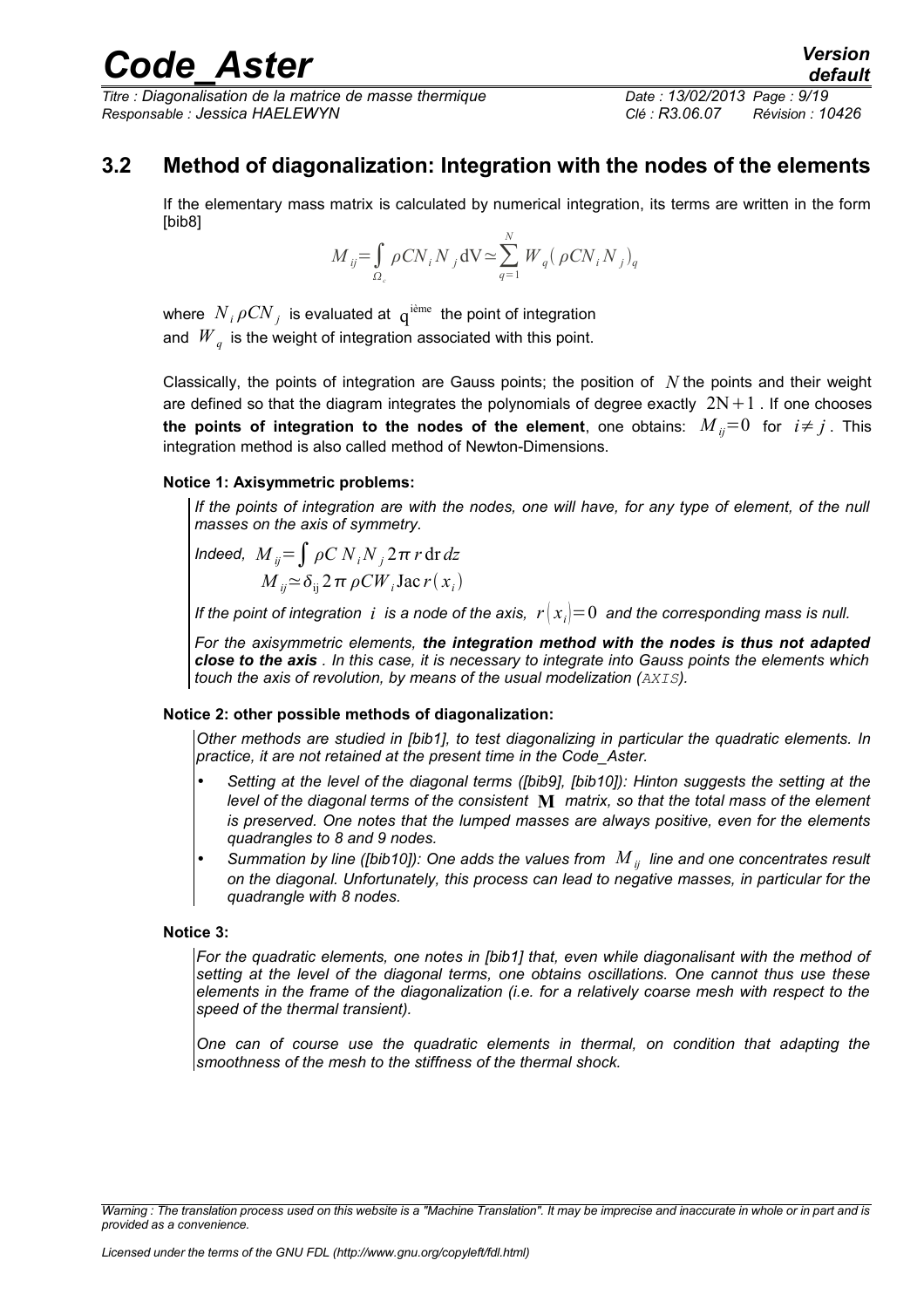## 3.2 Method of diagonalization: Integration with the nodes of the elements

If the elementary mass matrix is calculated by numerical integration, its terms are written in the form [bib8]

$$M_{ij} = \int_{\Omega_e} \rho C N_i N_j \, \mathrm{dV} \simeq \sum_{q=1}^{N} W_q \left( \rho C N_i N_j \right)_q$$

where $N_i \rho C N_j$ is evaluated at $q^{\text{ième}}$ the point of integration and $W_q$ is the weight of integration associated with this point.

Classically, the points of integration are Gauss points; the position of $N$ the points and their weight are defined so that the diagram integrates the polynomials of degree exactly $2N+1$. If one chooses **the points of integration to the nodes of the element**, one obtains: $M_{ij}=0$ for $i \neq j$. This integration method is also called method of Newton-Dimensions.

**Notice 1: Axisymmetric problems:**

*If the points of integration are with the nodes, one will have, for any type of element, of the null masses on the axis of symmetry.*

*Indeed,* $M_{ij} = \int \rho C \, N_i N_j \, 2\pi \, r \, \mathrm{d}r \, dz$

$$M_{ij} \simeq \delta_{ij} \, 2\pi \, \rho C W_i \mathrm{Jac} \, r(x_i)$$

*If the point of integration $i$ is a node of the axis, $r(x_i)=0$ and the corresponding mass is null.*

*For the axisymmetric elements, **the integration method with the nodes is thus not adapted close to the axis** . In this case, it is necessary to integrate into Gauss points the elements which touch the axis of revolution, by means of the usual modelization (`AXIS`).*

**Notice 2: other possible methods of diagonalization:**

*Other methods are studied in [bib1], to test diagonalizing in particular the quadratic elements. In practice, it are not retained at the present time in the Code_Aster.*

- *Setting at the level of the diagonal terms ([bib9], [bib10]): Hinton suggests the setting at the level of the diagonal terms of the consistent $\mathbf{M}$ matrix, so that the total mass of the element is preserved. One notes that the lumped masses are always positive, even for the elements quadrangles to 8 and 9 nodes.*
- *Summation by line ([bib10]): One adds the values from $M_{ij}$ line and one concentrates result on the diagonal. Unfortunately, this process can lead to negative masses, in particular for the quadrangle with 8 nodes.*

**Notice 3:**

*For the quadratic elements, one notes in [bib1] that, even while diagonalisant with the method of setting at the level of the diagonal terms, one obtains oscillations. One cannot thus use these elements in the frame of the diagonalization (i.e. for a relatively coarse mesh with respect to the speed of the thermal transient).*

*One can of course use the quadratic elements in thermal, on condition that adapting the smoothness of the mesh to the stiffness of the thermal shock.*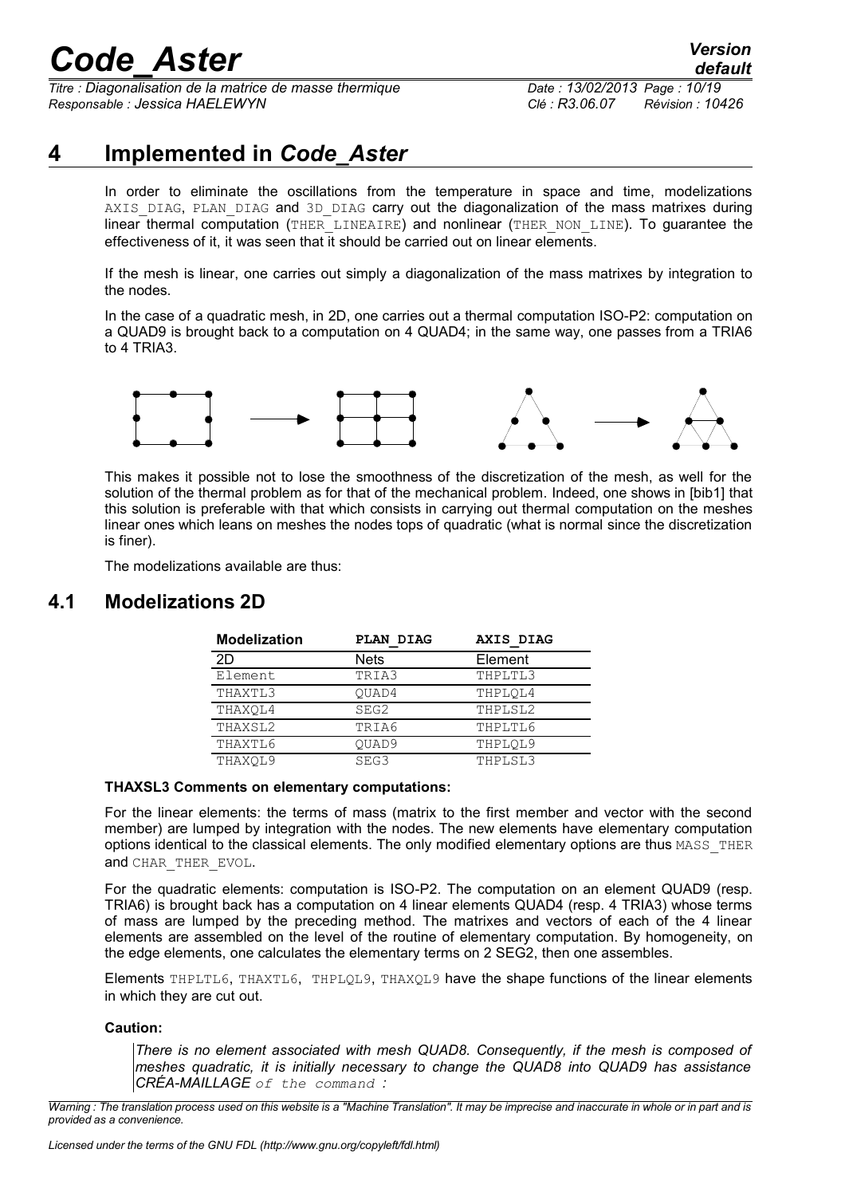# 4 Implemented in *Code_Aster*

In order to eliminate the oscillations from the temperature in space and time, modelizations AXIS_DIAG, PLAN_DIAG and 3D_DIAG carry out the diagonalization of the mass matrixes during linear thermal computation (THER_LINEAIRE) and nonlinear (THER_NON_LINE). To guarantee the effectiveness of it, it was seen that it should be carried out on linear elements.

If the mesh is linear, one carries out simply a diagonalization of the mass matrixes by integration to the nodes.

In the case of a quadratic mesh, in 2D, one carries out a thermal computation ISO-P2: computation on a QUAD9 is brought back to a computation on 4 QUAD4; in the same way, one passes from a TRIA6 to 4 TRIA3.

This makes it possible not to lose the smoothness of the discretization of the mesh, as well for the solution of the thermal problem as for that of the mechanical problem. Indeed, one shows in [bib1] that this solution is preferable with that which consists in carrying out thermal computation on the meshes linear ones which leans on meshes the nodes tops of quadratic (what is normal since the discretization is finer).

The modelizations available are thus:

## 4.1 Modelizations 2D

| Modelization | PLAN_DIAG | AXIS_DIAG |
|---|---|---|
| 2D | Nets | Element |
| Element | TRIA3 | THPLTL3 |
| THAXTL3 | QUAD4 | THPLQL4 |
| THAXQL4 | SEG2 | THPLSL2 |
| THAXSL2 | TRIA6 | THPLTL6 |
| THAXTL6 | QUAD9 | THPLQL9 |
| THAXQL9 | SEG3 | THPLSL3 |

**THAXSL3 Comments on elementary computations:**

For the linear elements: the terms of mass (matrix to the first member and vector with the second member) are lumped by integration with the nodes. The new elements have elementary computation options identical to the classical elements. The only modified elementary options are thus MASS_THER and CHAR_THER_EVOL.

For the quadratic elements: computation is ISO-P2. The computation on an element QUAD9 (resp. TRIA6) is brought back has a computation on 4 linear elements QUAD4 (resp. 4 TRIA3) whose terms of mass are lumped by the preceding method. The matrixes and vectors of each of the 4 linear elements are assembled on the level of the routine of elementary computation. By homogeneity, on the edge elements, one calculates the elementary terms on 2 SEG2, then one assembles.

Elements THPLTL6, THAXTL6, THPLQL9, THAXQL9 have the shape functions of the linear elements in which they are cut out.

**Caution:**

*There is no element associated with mesh QUAD8. Consequently, if the mesh is composed of meshes quadratic, it is initially necessary to change the QUAD8 into QUAD9 has assistance CRÉA-MAILLAGE of the command :*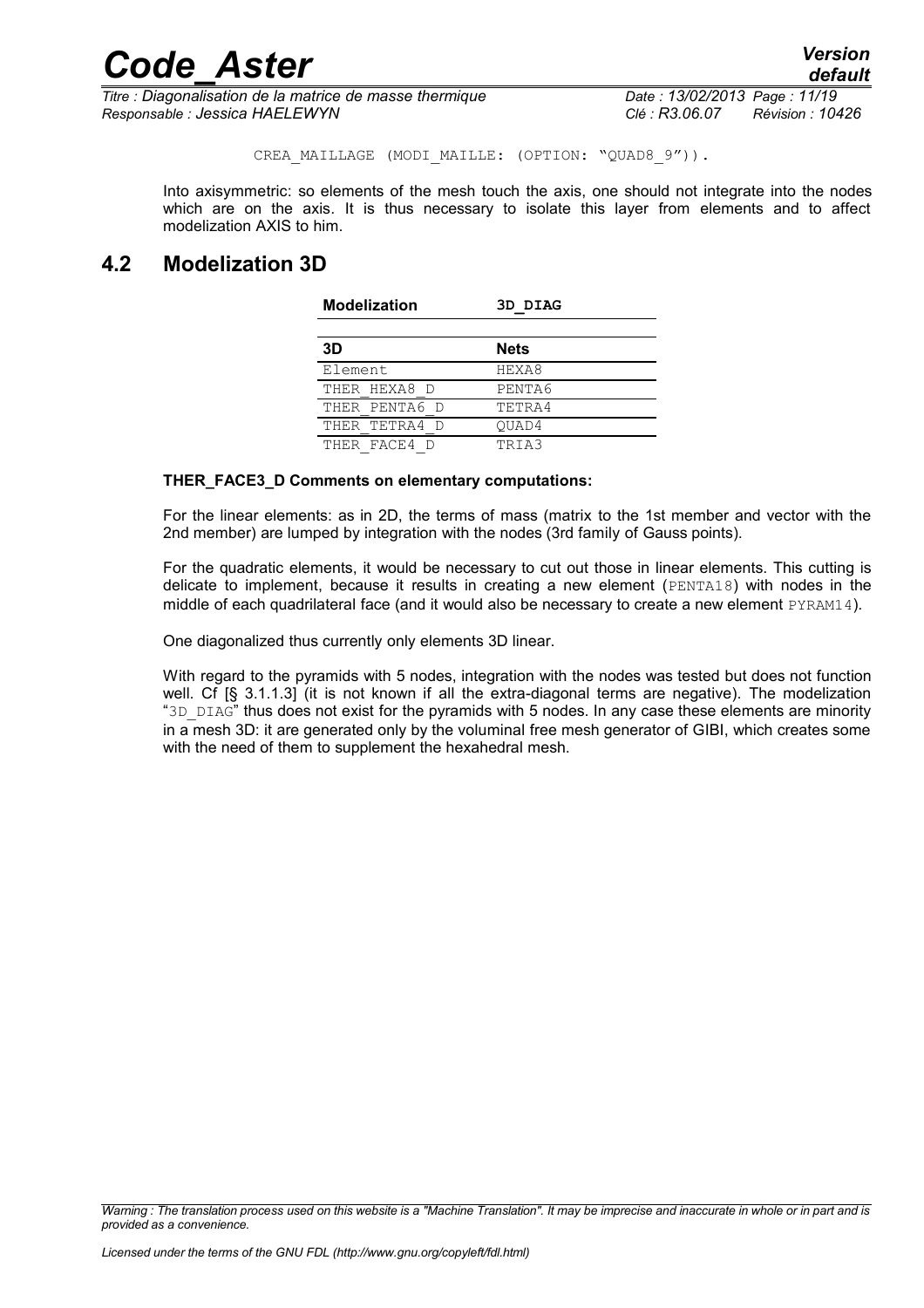CREA_MAILLAGE (MODI_MAILLE: (OPTION: "QUAD8_9")).

Into axisymmetric: so elements of the mesh touch the axis, one should not integrate into the nodes which are on the axis. It is thus necessary to isolate this layer from elements and to affect modelization AXIS to him.

## 4.2 Modelization 3D

| Modelization | 3D_DIAG |
|---|---|
| **3D** | **Nets** |
| Element | HEXA8 |
| THER_HEXA8_D | PENTA6 |
| THER_PENTA6_D | TETRA4 |
| THER_TETRA4_D | QUAD4 |
| THER_FACE4_D | TRIA3 |

**THER_FACE3_D Comments on elementary computations:**

For the linear elements: as in 2D, the terms of mass (matrix to the 1st member and vector with the 2nd member) are lumped by integration with the nodes (3rd family of Gauss points).

For the quadratic elements, it would be necessary to cut out those in linear elements. This cutting is delicate to implement, because it results in creating a new element (PENTA18) with nodes in the middle of each quadrilateral face (and it would also be necessary to create a new element PYRAM14).

One diagonalized thus currently only elements 3D linear.

With regard to the pyramids with 5 nodes, integration with the nodes was tested but does not function well. Cf [§ 3.1.1.3] (it is not known if all the extra-diagonal terms are negative). The modelization "3D_DIAG" thus does not exist for the pyramids with 5 nodes. In any case these elements are minority in a mesh 3D: it are generated only by the voluminal free mesh generator of GIBI, which creates some with the need of them to supplement the hexahedral mesh.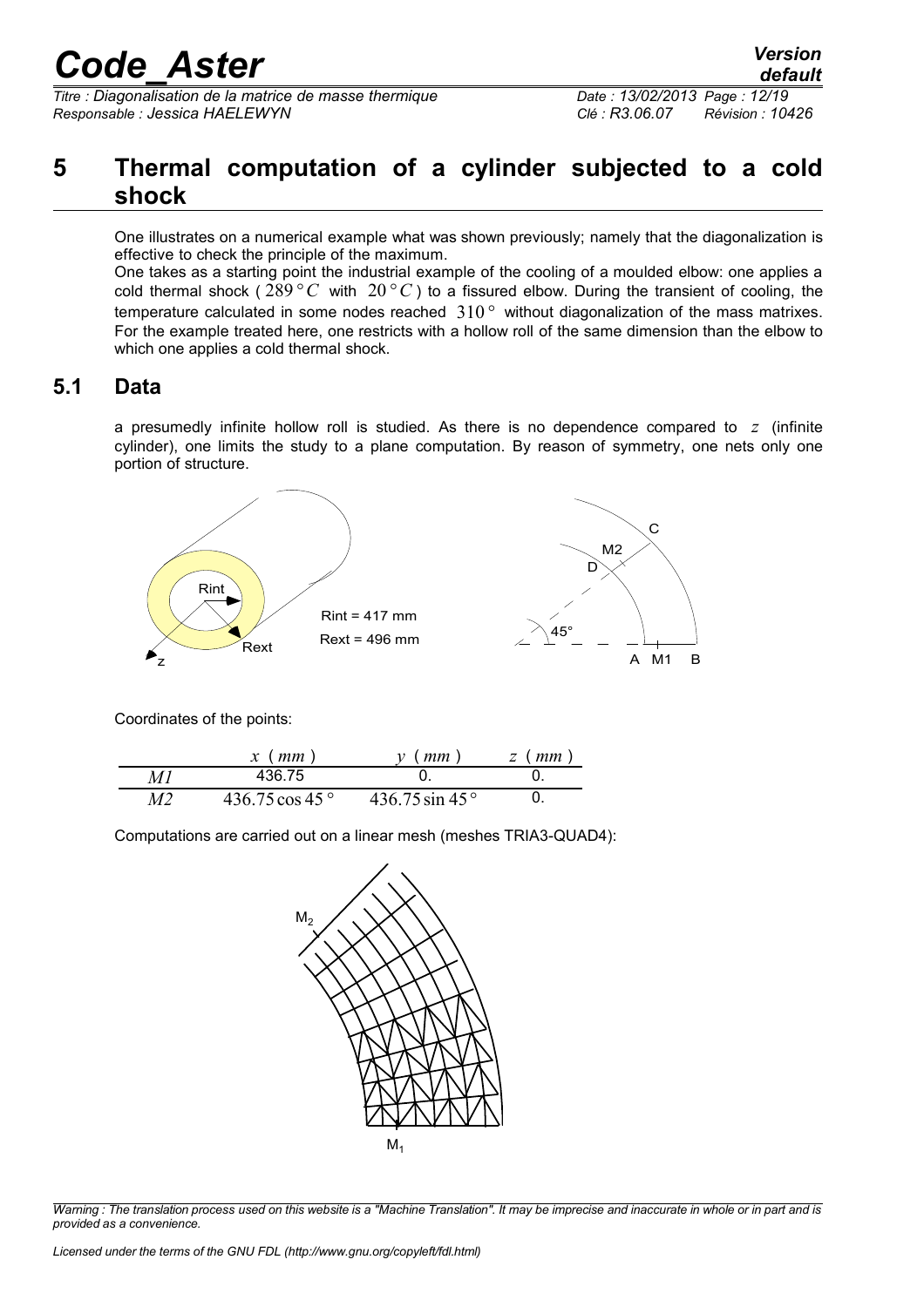# 5 Thermal computation of a cylinder subjected to a cold shock

One illustrates on a numerical example what was shown previously; namely that the diagonalization is effective to check the principle of the maximum.

One takes as a starting point the industrial example of the cooling of a moulded elbow: one applies a cold thermal shock ( $289\,°C$ with $20\,°C$ ) to a fissured elbow. During the transient of cooling, the temperature calculated in some nodes reached $310\,°$ without diagonalization of the mass matrixes. For the example treated here, one restricts with a hollow roll of the same dimension than the elbow to which one applies a cold thermal shock.

## 5.1 Data

a presumedly infinite hollow roll is studied. As there is no dependence compared to $z$ (infinite cylinder), one limits the study to a plane computation. By reason of symmetry, one nets only one portion of structure.

Rint = 417 mm

Rext = 496 mm

Coordinates of the points:

| | $x$ ( $mm$ ) | $y$ ( $mm$ ) | $z$ ( $mm$ ) |
|---|---|---|---|
| $M1$ | 436.75 | 0. | 0. |
| $M2$ | $436.75\cos 45\,°$ | $436.75\sin 45\,°$ | 0. |

Computations are carried out on a linear mesh (meshes TRIA3-QUAD4):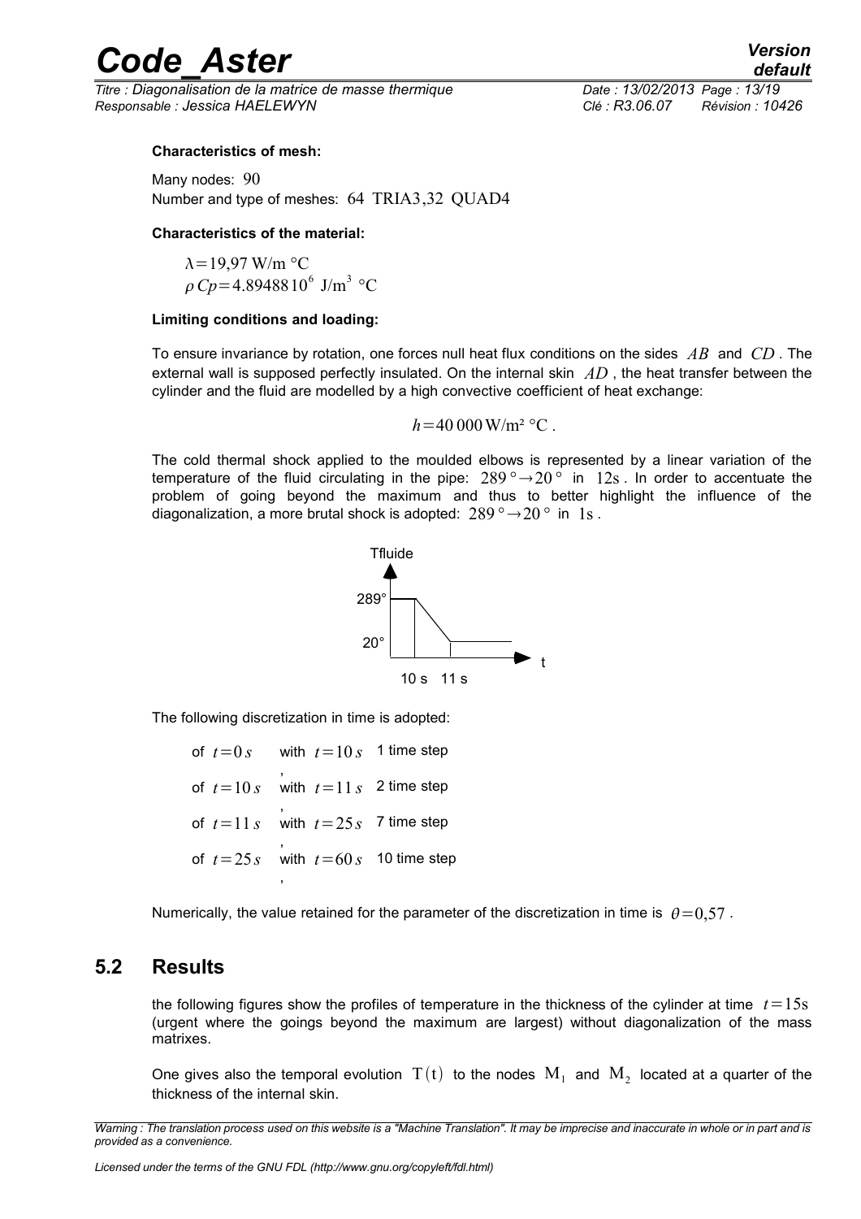**Characteristics of mesh:**

Many nodes: 90
Number and type of meshes: 64 TRIA3,32 QUAD4

**Characteristics of the material:**

$\lambda = 19{,}97\ \text{W/m °C}$
$\rho Cp = 4.89488\,10^6\ \text{J/m}^3\ \text{°C}$

**Limiting conditions and loading:**

To ensure invariance by rotation, one forces null heat flux conditions on the sides $AB$ and $CD$. The external wall is supposed perfectly insulated. On the internal skin $AD$, the heat transfer between the cylinder and the fluid are modelled by a high convective coefficient of heat exchange:

$$h = 40\,000\ \text{W/m² °C}.$$

The cold thermal shock applied to the moulded elbows is represented by a linear variation of the temperature of the fluid circulating in the pipe: $289° \rightarrow 20°$ in $12\text{s}$. In order to accentuate the problem of going beyond the maximum and thus to better highlight the influence of the diagonalization, a more brutal shock is adopted: $289° \rightarrow 20°$ in $1\text{s}$.

Tfluide

289°

20°

10 s 11 s

t

The following discretization in time is adopted:

of $t=0\,s$ with $t=10\,s$, 1 time step
of $t=10\,s$ with $t=11\,s$, 2 time step
of $t=11\,s$ with $t=25\,s$, 7 time step
of $t=25\,s$ with $t=60\,s$, 10 time step

Numerically, the value retained for the parameter of the discretization in time is $\theta = 0{,}57$.

## 5.2 Results

the following figures show the profiles of temperature in the thickness of the cylinder at time $t=15\text{s}$ (urgent where the goings beyond the maximum are largest) without diagonalization of the mass matrixes.

One gives also the temporal evolution $\text{T}(\text{t})$ to the nodes $\text{M}_1$ and $\text{M}_2$ located at a quarter of the thickness of the internal skin.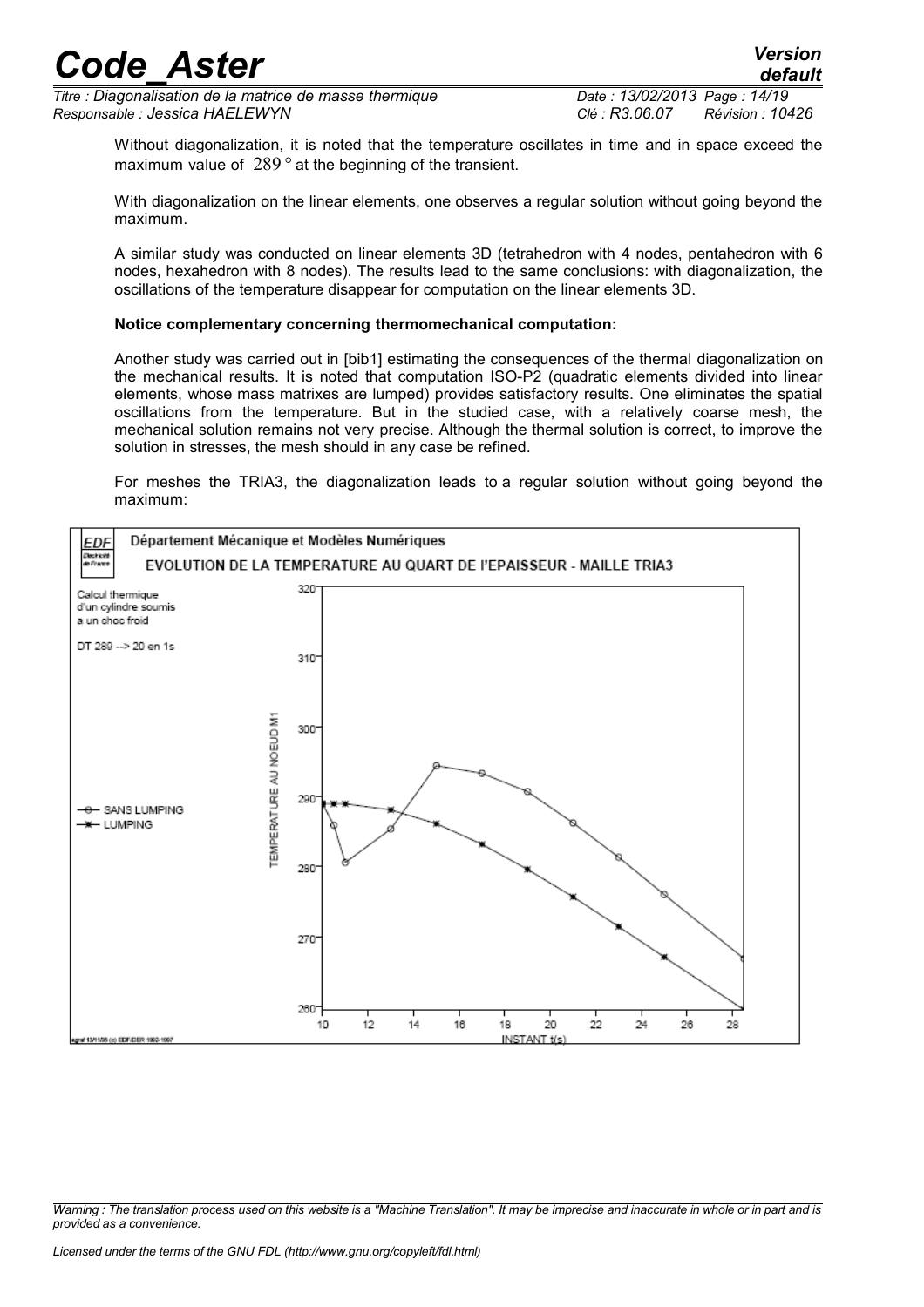Without diagonalization, it is noted that the temperature oscillates in time and in space exceed the maximum value of $289°$ at the beginning of the transient.

With diagonalization on the linear elements, one observes a regular solution without going beyond the maximum.

A similar study was conducted on linear elements 3D (tetrahedron with 4 nodes, pentahedron with 6 nodes, hexahedron with 8 nodes). The results lead to the same conclusions: with diagonalization, the oscillations of the temperature disappear for computation on the linear elements 3D.

**Notice complementary concerning thermomechanical computation:**

Another study was carried out in [bib1] estimating the consequences of the thermal diagonalization on the mechanical results. It is noted that computation ISO-P2 (quadratic elements divided into linear elements, whose mass matrixes are lumped) provides satisfactory results. One eliminates the spatial oscillations from the temperature. But in the studied case, with a relatively coarse mesh, the mechanical solution remains not very precise. Although the thermal solution is correct, to improve the solution in stresses, the mesh should in any case be refined.

For meshes the TRIA3, the diagonalization leads to a regular solution without going beyond the maximum:

EDF Électricité de France — Département Mécanique et Modèles Numériques

EVOLUTION DE LA TEMPERATURE AU QUART DE l'EPAISSEUR - MAILLE TRIA3

Calcul thermique d'un cylindre soumis a un choc froid

DT 289 --> 20 en 1s

—o— SANS LUMPING
—*— LUMPING

TEMPERATURE AU NOEUD M1

INSTANT t(s)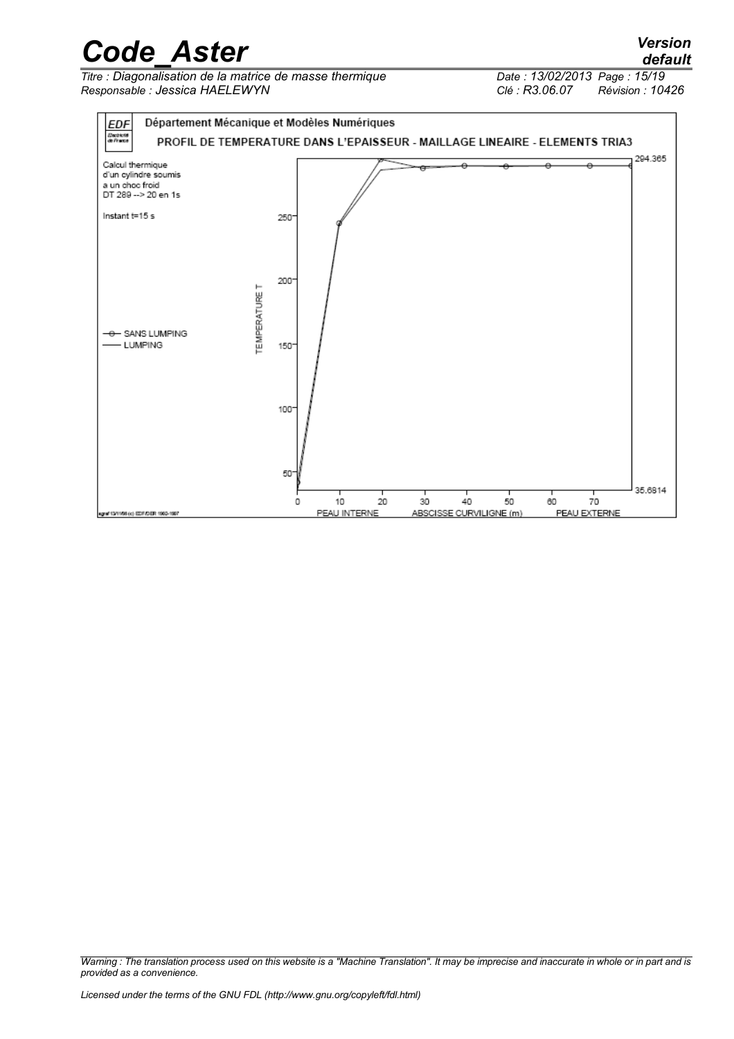EDF Département Mécanique et Modèles Numériques

PROFIL DE TEMPERATURE DANS L'EPAISSEUR - MAILLAGE LINEAIRE - ELEMENTS TRIA3

Calcul thermique d'un cylindre soumis a un choc froid DT 289 --> 20 en 1s

Instant t=15 s

- SANS LUMPING
- LUMPING

TEMPERATURE T

294.365

35.6814

PEAU INTERNE ABSCISSE CURVILIGNE (m) PEAU EXTERNE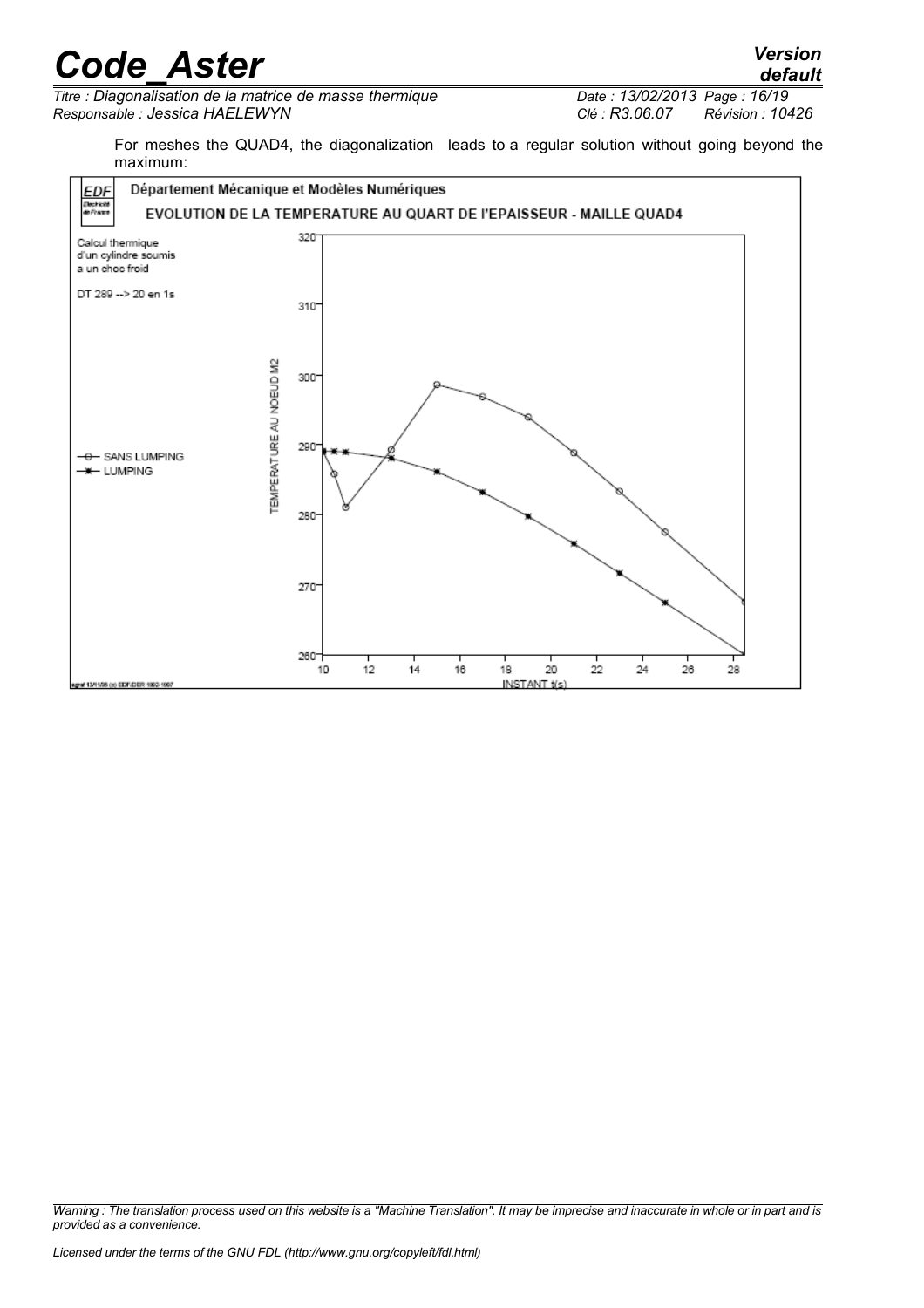For meshes the QUAD4, the diagonalization leads to a regular solution without going beyond the maximum:

Département Mécanique et Modèles Numériques

EVOLUTION DE LA TEMPERATURE AU QUART DE l'EPAISSEUR - MAILLE QUAD4

Calcul thermique d'un cylindre soumis a un choc froid

DT 289 --> 20 en 1s

—o— SANS LUMPING

—*— LUMPING

TEMPERATURE AU NOEUD M2

INSTANT t(s)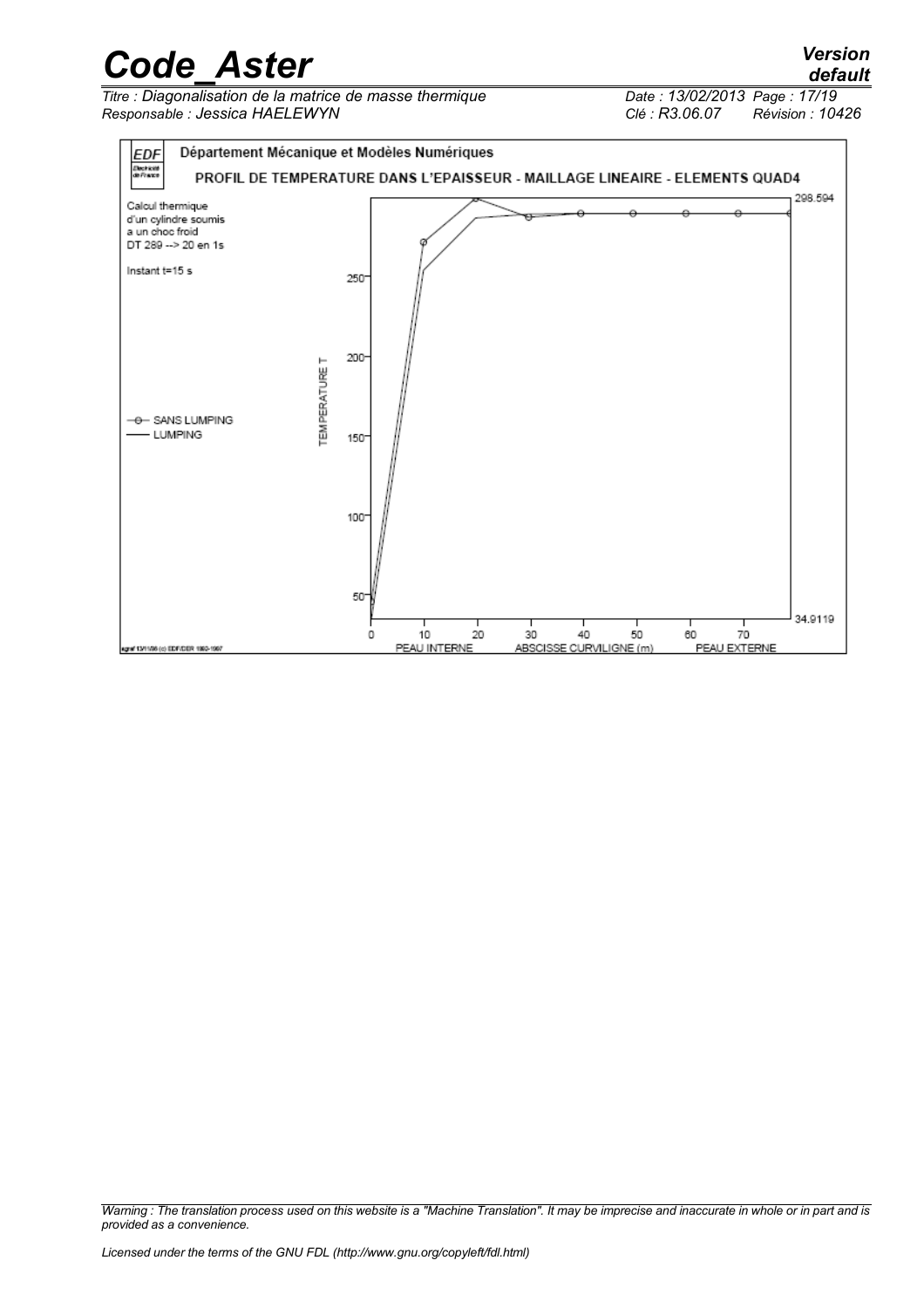Département Mécanique et Modèles Numériques

PROFIL DE TEMPERATURE DANS L'EPAISSEUR - MAILLAGE LINEAIRE - ELEMENTS QUAD4

Calcul thermique d'un cylindre soumis a un choc froid DT 289 --> 20 en 1s

Instant t=15 s

—o— SANS LUMPING

—— LUMPING

TEMPERATURE T

298.594

34.9119

PEAU INTERNE ABSCISSE CURVILIGNE (m) PEAU EXTERNE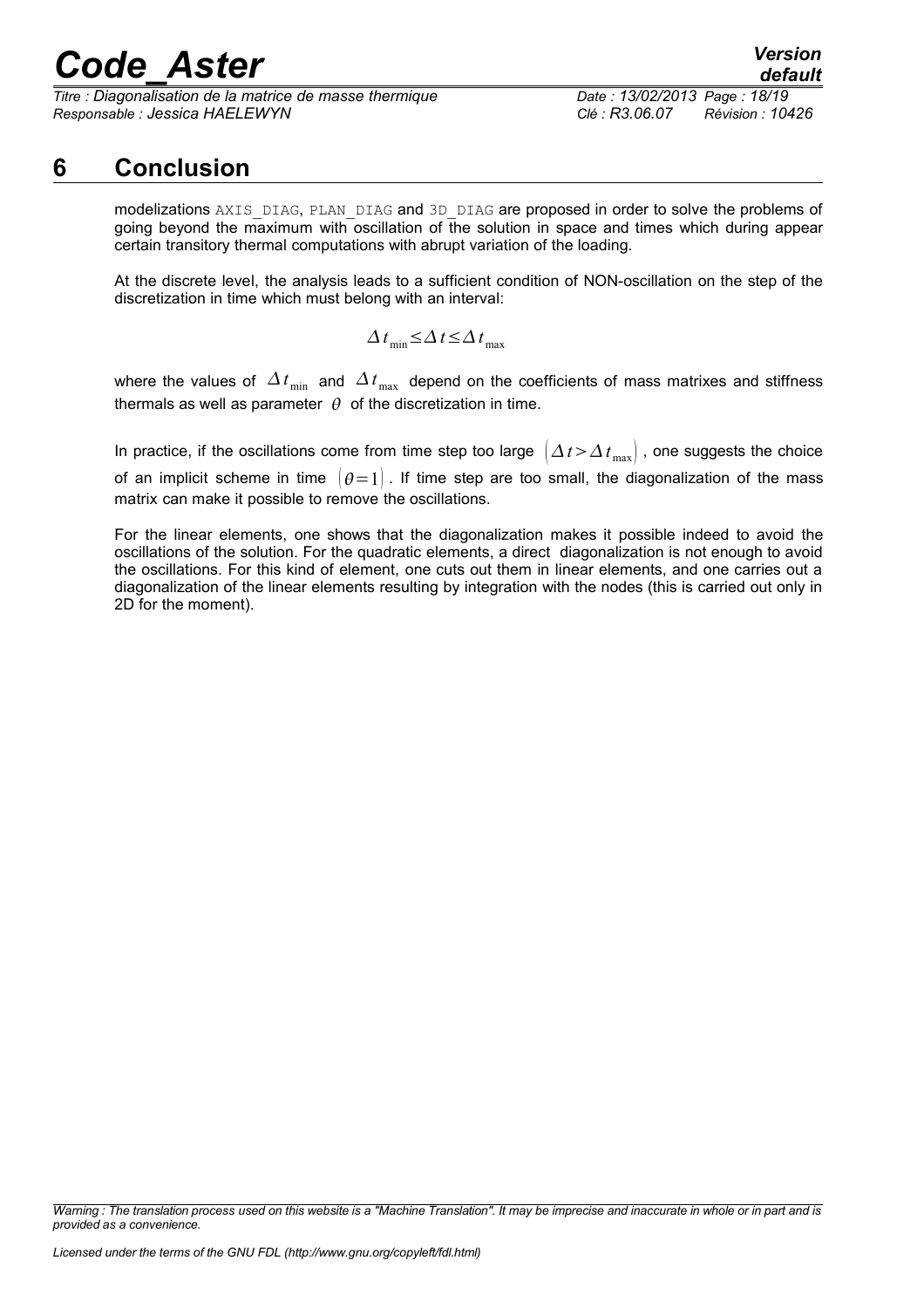# 6 Conclusion

modelizations AXIS_DIAG, PLAN_DIAG and 3D_DIAG are proposed in order to solve the problems of going beyond the maximum with oscillation of the solution in space and times which during appear certain transitory thermal computations with abrupt variation of the loading.

At the discrete level, the analysis leads to a sufficient condition of NON-oscillation on the step of the discretization in time which must belong with an interval:

$$\Delta t_{\min} \leq \Delta t \leq \Delta t_{\max}$$

where the values of $\Delta t_{\min}$ and $\Delta t_{\max}$ depend on the coefficients of mass matrixes and stiffness thermals as well as parameter $\theta$ of the discretization in time.

In practice, if the oscillations come from time step too large $\left(\Delta t > \Delta t_{\max}\right)$, one suggests the choice of an implicit scheme in time $\left(\theta = 1\right)$. If time step are too small, the diagonalization of the mass matrix can make it possible to remove the oscillations.

For the linear elements, one shows that the diagonalization makes it possible indeed to avoid the oscillations of the solution. For the quadratic elements, a direct diagonalization is not enough to avoid the oscillations. For this kind of element, one cuts out them in linear elements, and one carries out a diagonalization of the linear elements resulting by integration with the nodes (this is carried out only in 2D for the moment).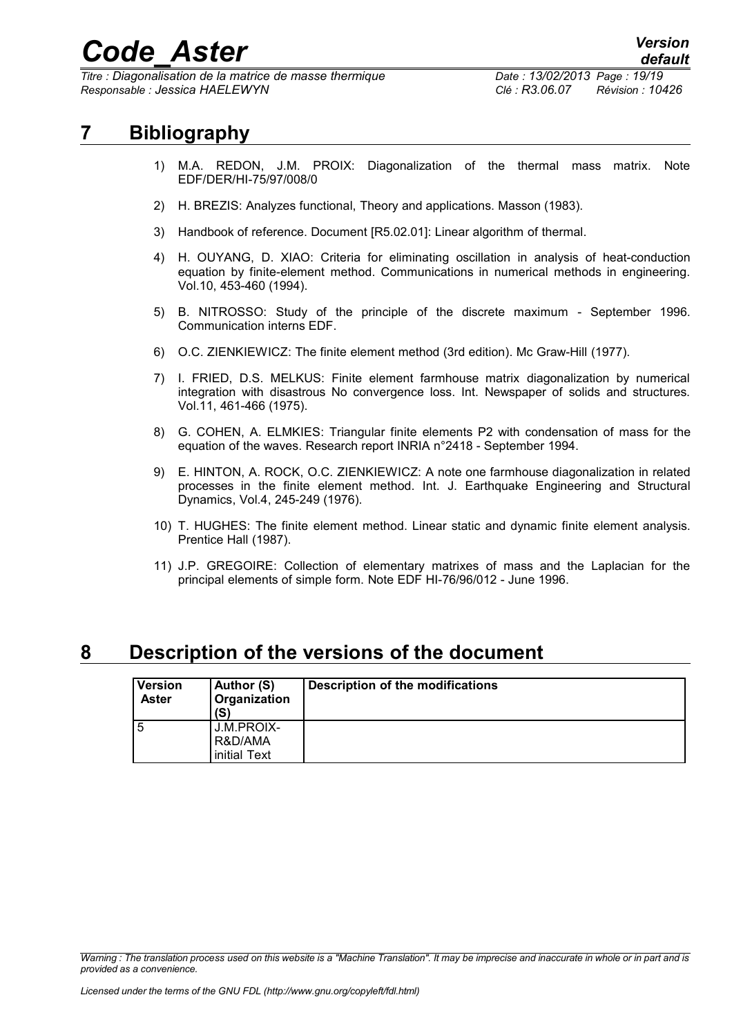# 7 Bibliography

1) M.A. REDON, J.M. PROIX: Diagonalization of the thermal mass matrix. Note EDF/DER/HI-75/97/008/0
2) H. BREZIS: Analyzes functional, Theory and applications. Masson (1983).
3) Handbook of reference. Document [R5.02.01]: Linear algorithm of thermal.
4) H. OUYANG, D. XIAO: Criteria for eliminating oscillation in analysis of heat-conduction equation by finite-element method. Communications in numerical methods in engineering. Vol.10, 453-460 (1994).
5) B. NITROSSO: Study of the principle of the discrete maximum - September 1996. Communication interns EDF.
6) O.C. ZIENKIEWICZ: The finite element method (3rd edition). Mc Graw-Hill (1977).
7) I. FRIED, D.S. MELKUS: Finite element farmhouse matrix diagonalization by numerical integration with disastrous No convergence loss. Int. Newspaper of solids and structures. Vol.11, 461-466 (1975).
8) G. COHEN, A. ELMKIES: Triangular finite elements P2 with condensation of mass for the equation of the waves. Research report INRIA n°2418 - September 1994.
9) E. HINTON, A. ROCK, O.C. ZIENKIEWICZ: A note one farmhouse diagonalization in related processes in the finite element method. Int. J. Earthquake Engineering and Structural Dynamics, Vol.4, 245-249 (1976).
10) T. HUGHES: The finite element method. Linear static and dynamic finite element analysis. Prentice Hall (1987).
11) J.P. GREGOIRE: Collection of elementary matrixes of mass and the Laplacian for the principal elements of simple form. Note EDF HI-76/96/012 - June 1996.

# 8 Description of the versions of the document

| Version Aster | Author (S) Organization (S) | Description of the modifications |
|---|---|---|
| 5 | J.M.PROIX-R&D/AMA | initial Text |